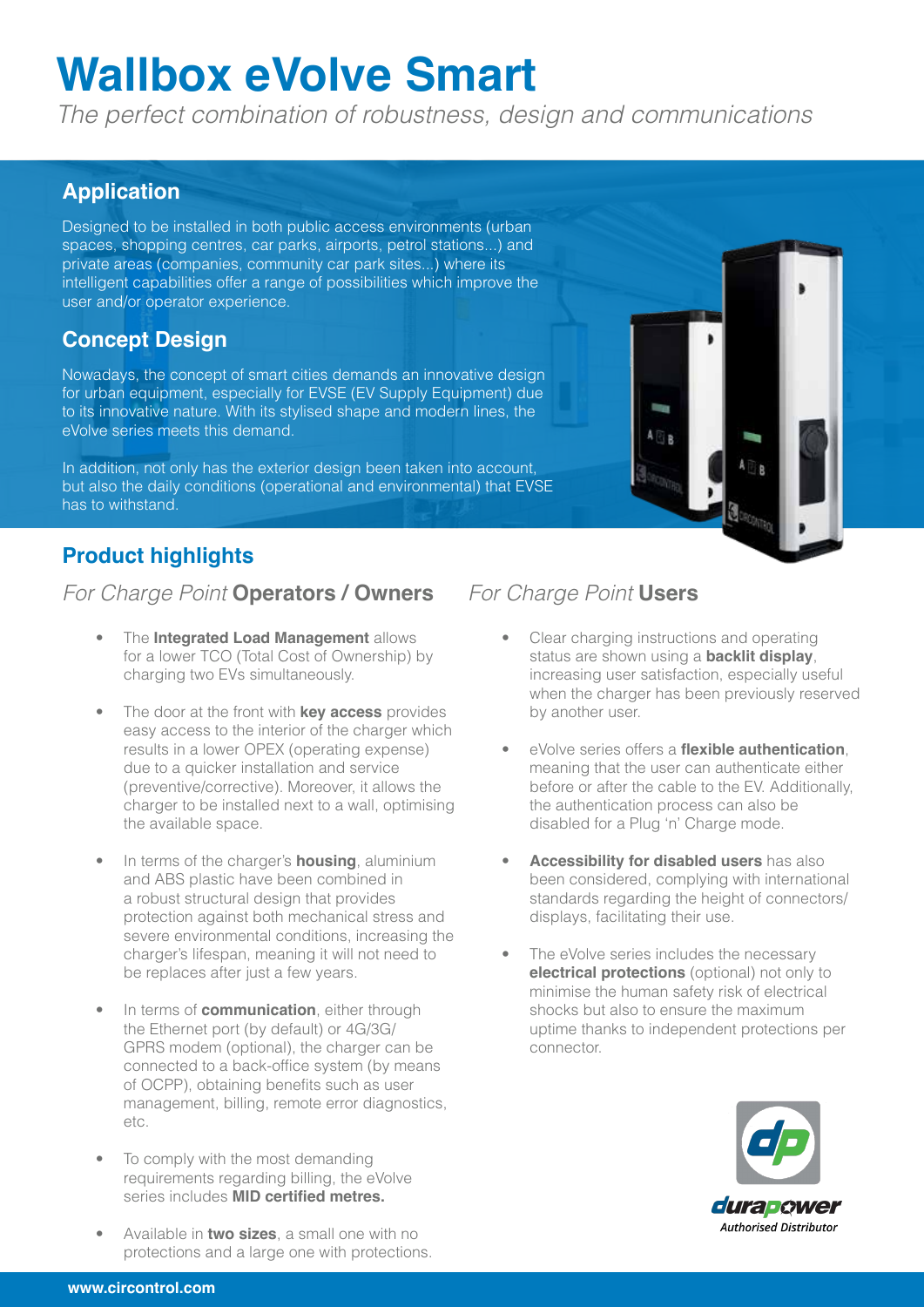# Wallbox eVolve Smart

*The perfect combination of robustness, design and communications*

## Application

Designed to be installed in both public access environments (urban spaces, shopping centres, car parks, airports, petrol stations...) and private areas (companies, community car park sites...) where its intelligent capabilities offer a range of possibilities which improve the user and/or operator experience.

## Concept Design

Nowadays, the concept of smart cities demands an innovative design for urban equipment, especially for EVSE (EV Supply Equipment) due to its innovative nature. With its stylised shape and modern lines, the eVolve series meets this demand.

In addition, not only has the exterior design been taken into account, but also the daily conditions (operational and environmental) that EVSE has to withstand.

## Product highlights

### *For Charge Point* **Operators / Owners**

- The **Integrated Load Management** allows for a lower TCO (Total Cost of Ownership) by charging two EVs simultaneously.
- The door at the front with **key access** provides easy access to the interior of the charger which results in a lower OPEX (operating expense) due to a quicker installation and service (preventive/corrective). Moreover, it allows the charger to be installed next to a wall, optimising the available space.
- In terms of the charger's **housing**, aluminium and ABS plastic have been combined in a robust structural design that provides protection against both mechanical stress and severe environmental conditions, increasing the charger's lifespan, meaning it will not need to be replaces after just a few years.
- In terms of **communication**, either through the Ethernet port (by default) or 4G/3G/GPRS modem (optional), the charger can be connected to a back-office system (by means of OCPP), obtaining benefits such as user management, billing, remote error diagnostics, etc.
- To comply with the most demanding requirements regarding billing, the eVolve series includes **MID certified metres.**
- Available in **two sizes**, a small one with no protections and a large one with protections.

### *For Charge Point* **Users**

- Clear charging instructions and operating status are shown using a **backlit display**, increasing user satisfaction, especially useful when the charger has been previously reserved by another user.
- eVolve series offers a **flexible authentication**, meaning that the user can authenticate either before or after the cable to the EV. Additionally, the authentication process can also be disabled for a Plug 'n' Charge mode.
- **Accessibility for disabled users** has also been considered, complying with international standards regarding the height of connectors/ displays, facilitating their use.
- The eVolve series includes the necessary **electrical protections** (optional) not only to minimise the human safety risk of electrical shocks but also to ensure the maximum uptime thanks to independent protections per connector.

durapower
*Authorised Distributor*

**www.circontrol.com**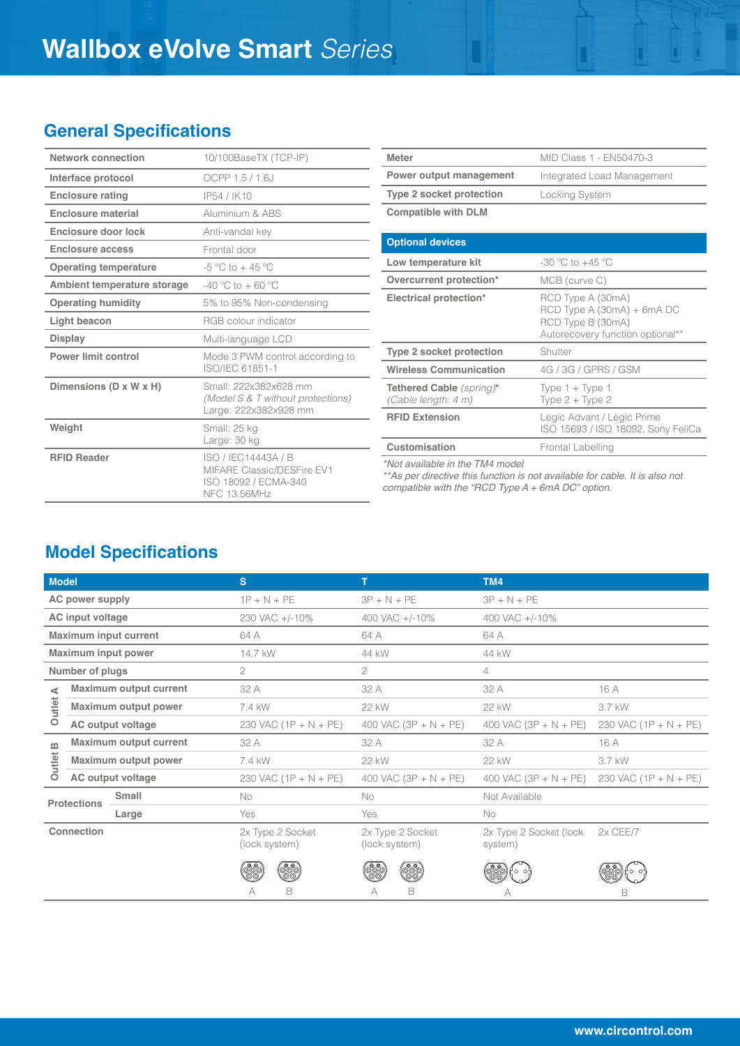# Wallbox eVolve Smart *Series*

## General Specifications

| | |
|---|---|
| **Network connection** | 10/100BaseTX (TCP-IP) |
| **Interface protocol** | OCPP 1.5 / 1.6J |
| **Enclosure rating** | IP54 / IK10 |
| **Enclosure material** | Aluminium & ABS |
| **Enclosure door lock** | Anti-vandal key |
| **Enclosure access** | Frontal door |
| **Operating temperature** | -5 °C to + 45 °C |
| **Ambient temperature storage** | -40 °C to + 60 °C |
| **Operating humidity** | 5% to 95% Non-condensing |
| **Light beacon** | RGB colour indicator |
| **Display** | Multi-language LCD |
| **Power limit control** | Mode 3 PWM control according to ISO/IEC 61851-1 |
| **Dimensions (D x W x H)** | Small: 222x382x628 mm<br>*(Model S & T without protections)*<br>Large: 222x382x928 mm |
| **Weight** | Small: 25 kg<br>Large: 30 kg |
| **RFID Reader** | ISO / IEC14443A / B<br>MIFARE Classic/DESFire EV1<br>ISO 18092 / ECMA-340<br>NFC 13.56MHz |

| | |
|---|---|
| **Meter** | MID Class 1 - EN50470-3 |
| **Power output management** | Integrated Load Management |
| **Type 2 socket protection** | Locking System |
| **Compatible with DLM** | |

| **Optional devices** | |
|---|---|
| **Low temperature kit** | -30 °C to +45 °C |
| **Overcurrent protection*** | MCB (curve C) |
| **Electrical protection*** | RCD Type A (30mA)<br>RCD Type A (30mA) + 6mA DC<br>RCD Type B (30mA)<br>Autorecovery function optional** |
| **Type 2 socket protection** | Shutter |
| **Wireless Communication** | 4G / 3G / GPRS / GSM |
| **Tethered Cable** *(spring)**<br>*(Cable length: 4 m)* | Type 1 + Type 1<br>Type 2 + Type 2 |
| **RFID Extension** | Legic Advant / Legic Prime<br>ISO 15693 / ISO 18092, Sony FeliCa |
| **Customisation** | Frontal Labelling |

*\*Not available in the TM4 model*
*\*\*As per directive this function is not available for cable. It is also not compatible with the "RCD Type A + 6mA DC" option.*

## Model Specifications

| **Model** | | **S** | **T** | **TM4** | |
|---|---|---|---|---|---|
| **AC power supply** | | 1P + N + PE | 3P + N + PE | 3P + N + PE | |
| **AC input voltage** | | 230 VAC +/-10% | 400 VAC +/-10% | 400 VAC +/-10% | |
| **Maximum input current** | | 64 A | 64 A | 64 A | |
| **Maximum input power** | | 14.7 kW | 44 kW | 44 kW | |
| **Number of plugs** | | 2 | 2 | 4 | |
| **Outlet A** | **Maximum output current** | 32 A | 32 A | 32 A | 16 A |
| | **Maximum output power** | 7.4 kW | 22 kW | 22 kW | 3.7 kW |
| | **AC output voltage** | 230 VAC (1P + N + PE) | 400 VAC (3P + N + PE) | 400 VAC (3P + N + PE) | 230 VAC (1P + N + PE) |
| **Outlet B** | **Maximum output current** | 32 A | 32 A | 32 A | 16 A |
| | **Maximum output power** | 7.4 kW | 22 kW | 22 kW | 3.7 kW |
| | **AC output voltage** | 230 VAC (1P + N + PE) | 400 VAC (3P + N + PE) | 400 VAC (3P + N + PE) | 230 VAC (1P + N + PE) |
| **Protections** | **Small** | No | No | Not Available | |
| | **Large** | Yes | Yes | No | |
| **Connection** | | 2x Type 2 Socket (lock system)<br>A B | 2x Type 2 Socket (lock system)<br>A B | 2x Type 2 Socket (lock system)<br>A | 2x CEE/7<br>B |